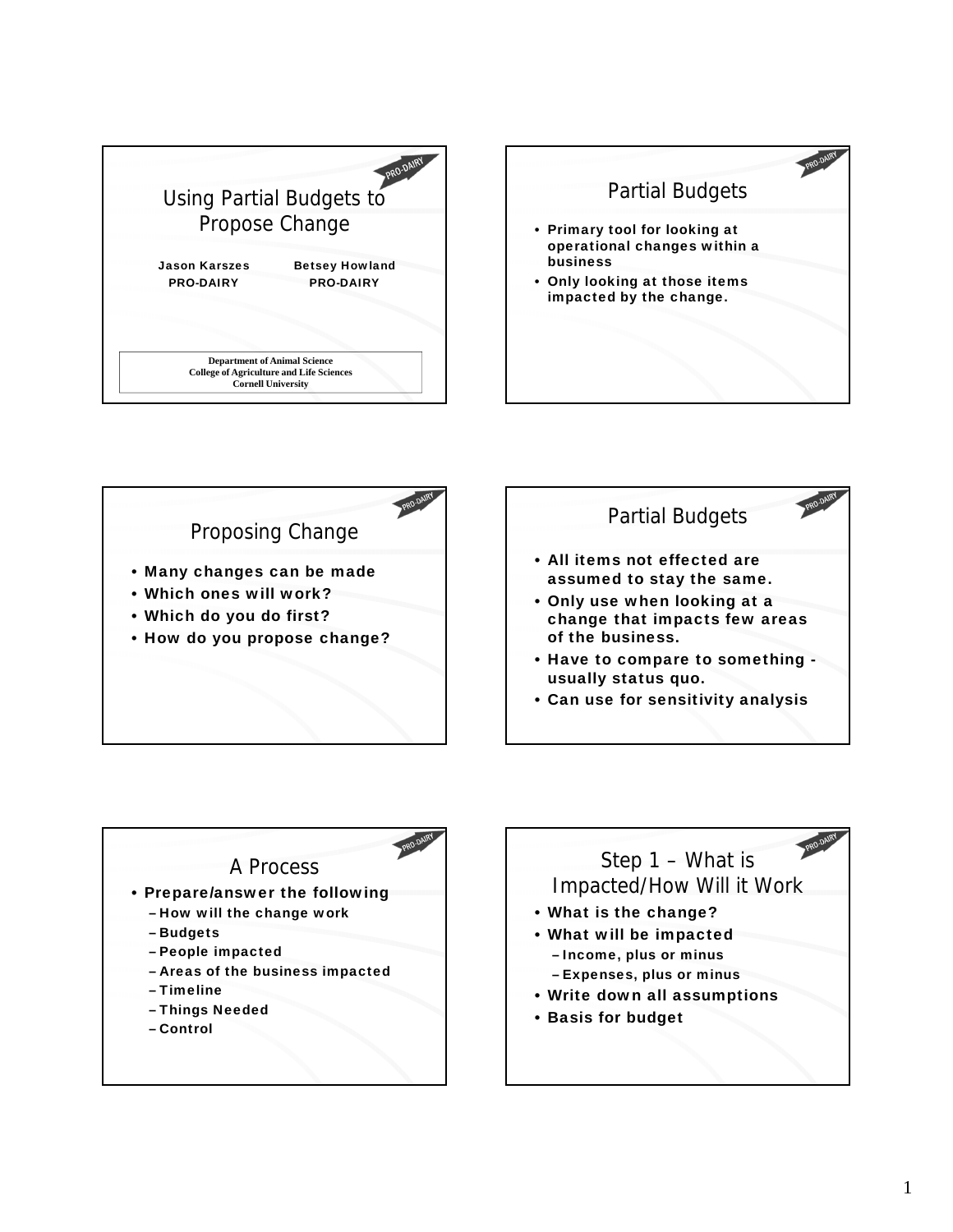# Using Partial Budgets to Propose Change

**Jason Karszes**
PRO-DAIRY

**Betsey Howland**
PRO-DAIRY

**Department of Animal Science**
**College of Agriculture and Life Sciences**
**Cornell University**

## Partial Budgets

- **Primary tool for looking at operational changes within a business**
- **Only looking at those items impacted by the change.**

## Proposing Change

- **Many changes can be made**
- **Which ones will work?**
- **Which do you do first?**
- **How do you propose change?**

## Partial Budgets

- **All items not effected are assumed to stay the same.**
- **Only use when looking at a change that impacts few areas of the business.**
- **Have to compare to something - usually status quo.**
- **Can use for sensitivity analysis**

## A Process

- **Prepare/answer the following**
  - **How will the change work**
  - **Budgets**
  - **People impacted**
  - **Areas of the business impacted**
  - **Timeline**
  - **Things Needed**
  - **Control**

## Step 1 – What is Impacted/How Will it Work

- **What is the change?**
- **What will be impacted**
  - **Income, plus or minus**
  - **Expenses, plus or minus**
- **Write down all assumptions**
- **Basis for budget**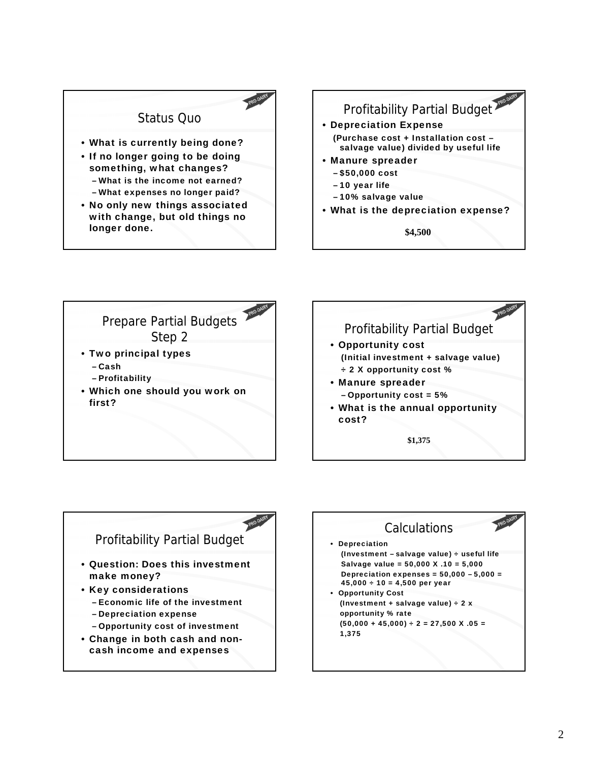## Status Quo

- What is currently being done?
- If no longer going to be doing something, what changes?
  - What is the income not earned?
  - What expenses no longer paid?
- No only new things associated with change, but old things no longer done.

## Profitability Partial Budget

- Depreciation Expense
  (Purchase cost + Installation cost – salvage value) divided by useful life
- Manure spreader
  - $50,000 cost
  - 10 year life
  - 10% salvage value
- What is the depreciation expense?

**$4,500**

## Prepare Partial Budgets Step 2

- Two principal types
  - Cash
  - Profitability
- Which one should you work on first?

## Profitability Partial Budget

- Opportunity cost
  (Initial investment + salvage value) ÷ 2 X opportunity cost %
- Manure spreader
  - Opportunity cost = 5%
- What is the annual opportunity cost?

**$1,375**

## Profitability Partial Budget

- Question: Does this investment make money?
- Key considerations
  - Economic life of the investment
  - Depreciation expense
  - Opportunity cost of investment
- Change in both cash and non-cash income and expenses

## Calculations

- Depreciation
  (Investment – salvage value) ÷ useful life
  Salvage value = 50,000 X .10 = 5,000
  Depreciation expenses = 50,000 – 5,000 = 45,000 ÷ 10 = 4,500 per year
- Opportunity Cost
  (Investment + salvage value) ÷ 2 x opportunity % rate
  (50,000 + 45,000) ÷ 2 = 27,500 X .05 = 1,375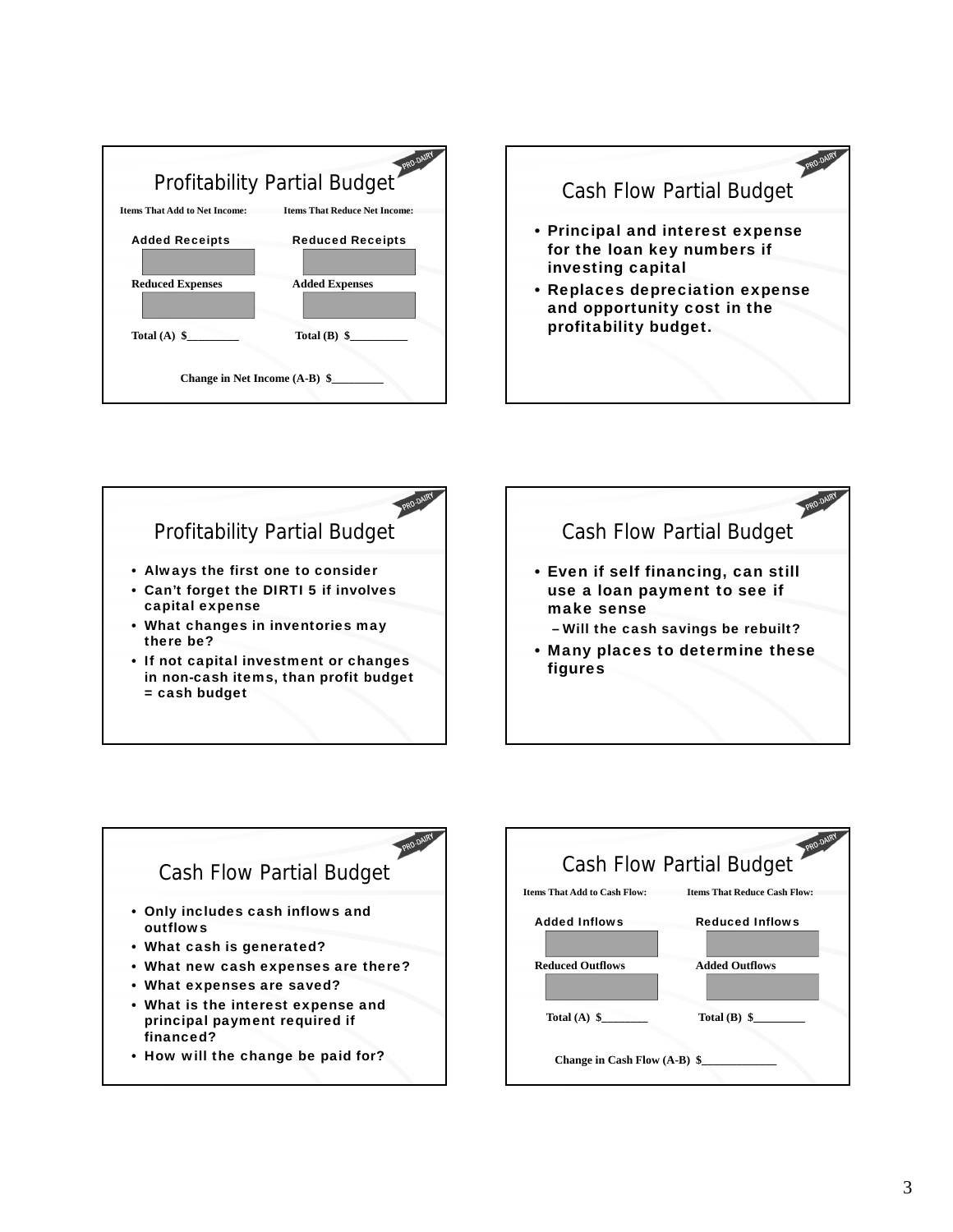## Profitability Partial Budget

| Items That Add to Net Income: | Items That Reduce Net Income: |
|---|---|
| Added Receipts | Reduced Receipts |
| | |
| Reduced Expenses | Added Expenses |
| | |
| Total (A) $_________ | Total (B) $__________ |

Change in Net Income (A-B) $_________

## Cash Flow Partial Budget

- Principal and interest expense for the loan key numbers if investing capital
- Replaces depreciation expense and opportunity cost in the profitability budget.

## Profitability Partial Budget

- Always the first one to consider
- Can't forget the DIRTI 5 if involves capital expense
- What changes in inventories may there be?
- If not capital investment or changes in non-cash items, than profit budget = cash budget

## Cash Flow Partial Budget

- Even if self financing, can still use a loan payment to see if make sense
  - Will the cash savings be rebuilt?
- Many places to determine these figures

## Cash Flow Partial Budget

- Only includes cash inflows and outflows
- What cash is generated?
- What new cash expenses are there?
- What expenses are saved?
- What is the interest expense and principal payment required if financed?
- How will the change be paid for?

## Cash Flow Partial Budget

| Items That Add to Cash Flow: | Items That Reduce Cash Flow: |
|---|---|
| Added Inflows | Reduced Inflows |
| | |
| Reduced Outflows | Added Outflows |
| | |
| Total (A) $________ | Total (B) $_________ |

Change in Cash Flow (A-B) $_____________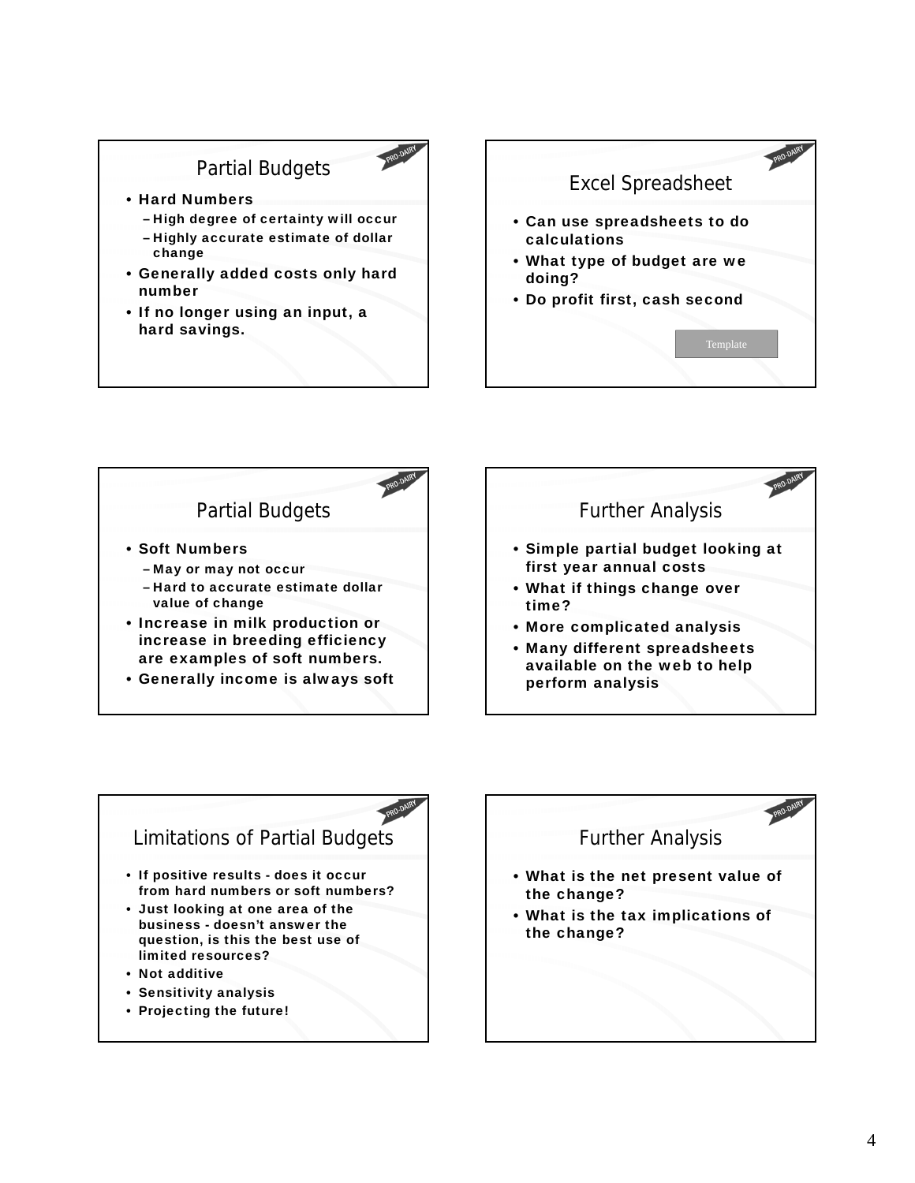## Partial Budgets

- **Hard Numbers**
  - **High degree of certainty will occur**
  - **Highly accurate estimate of dollar change**
- **Generally added costs only hard number**
- **If no longer using an input, a hard savings.**

## Excel Spreadsheet

- **Can use spreadsheets to do calculations**
- **What type of budget are we doing?**
- **Do profit first, cash second**

Template

## Partial Budgets

- **Soft Numbers**
  - **May or may not occur**
  - **Hard to accurate estimate dollar value of change**
- **Increase in milk production or increase in breeding efficiency are examples of soft numbers.**
- **Generally income is always soft**

## Further Analysis

- **Simple partial budget looking at first year annual costs**
- **What if things change over time?**
- **More complicated analysis**
- **Many different spreadsheets available on the web to help perform analysis**

## Limitations of Partial Budgets

- **If positive results - does it occur from hard numbers or soft numbers?**
- **Just looking at one area of the business - doesn't answer the question, is this the best use of limited resources?**
- **Not additive**
- **Sensitivity analysis**
- **Projecting the future!**

## Further Analysis

- **What is the net present value of the change?**
- **What is the tax implications of the change?**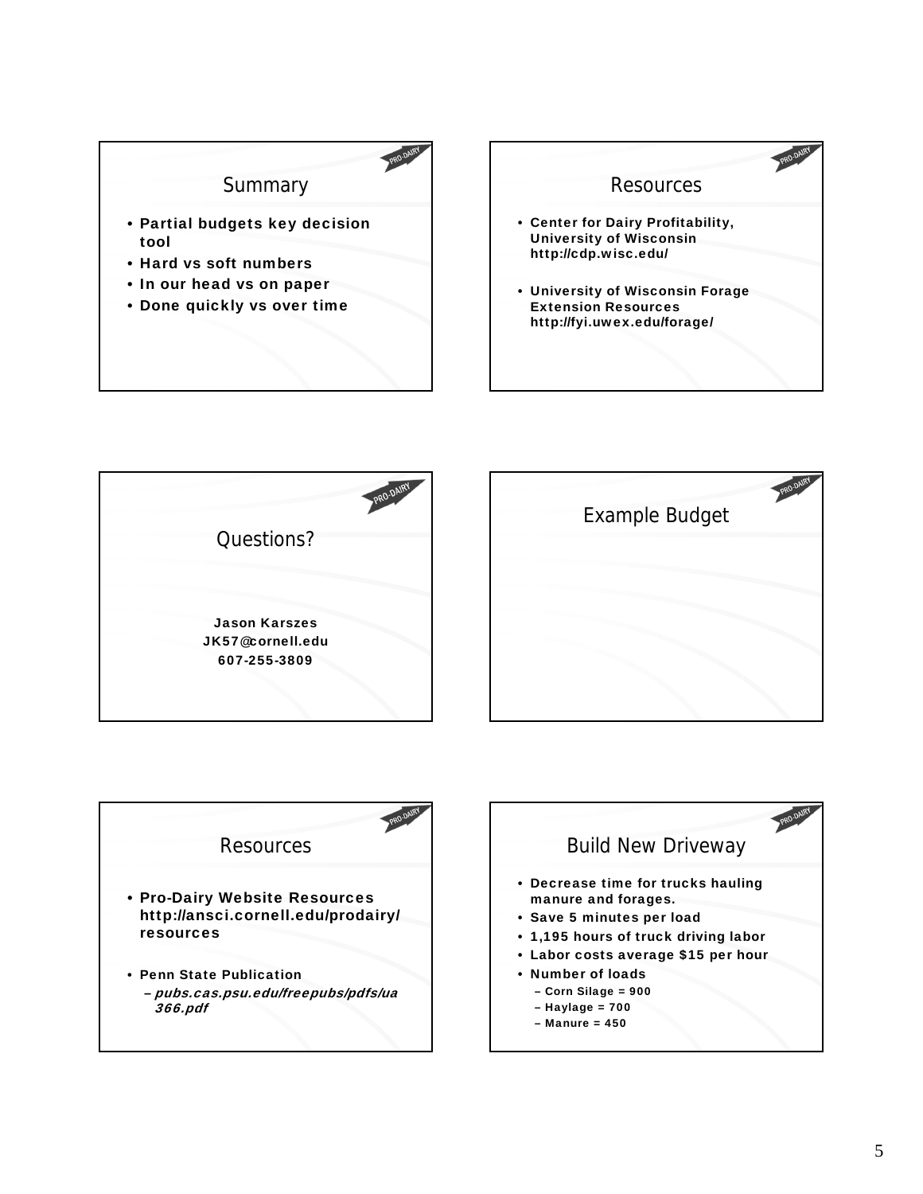## Summary

- **Partial budgets key decision tool**
- **Hard vs soft numbers**
- **In our head vs on paper**
- **Done quickly vs over time**

## Resources

- **Center for Dairy Profitability, University of Wisconsin http://cdp.wisc.edu/**
- **University of Wisconsin Forage Extension Resources http://fyi.uwex.edu/forage/**

## Questions?

**Jason Karszes**
**JK57@cornell.edu**
**607-255-3809**

## Example Budget

## Resources

- **Pro-Dairy Website Resources http://ansci.cornell.edu/prodairy/resources**
- **Penn State Publication**
  - ***pubs.cas.psu.edu/freepubs/pdfs/ua366.pdf***

## Build New Driveway

- **Decrease time for trucks hauling manure and forages.**
- **Save 5 minutes per load**
- **1,195 hours of truck driving labor**
- **Labor costs average $15 per hour**
- **Number of loads**
  - **Corn Silage = 900**
  - **Haylage = 700**
  - **Manure = 450**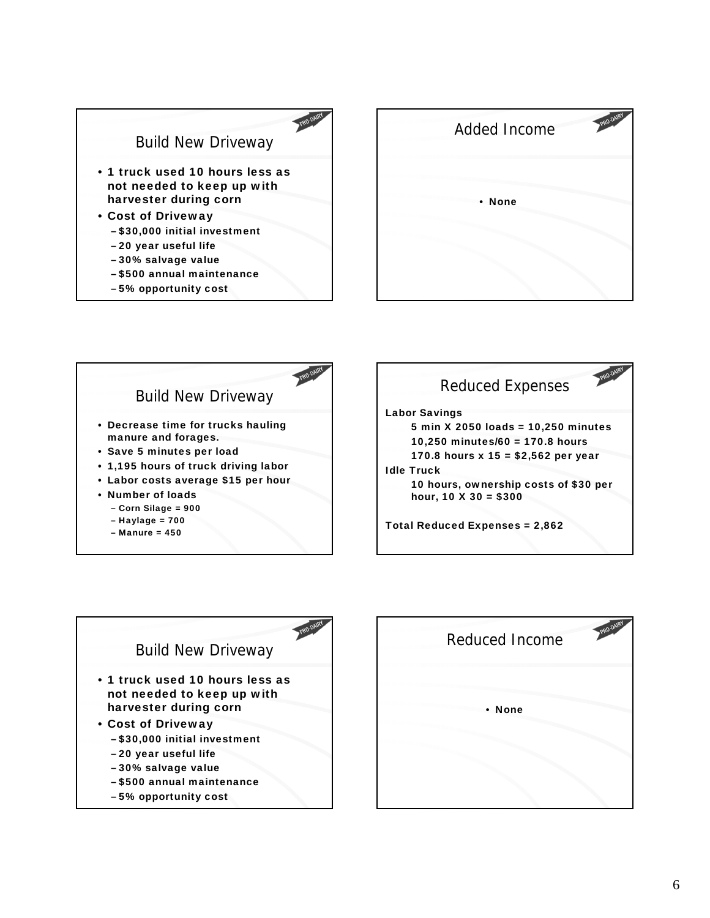## Build New Driveway

- 1 truck used 10 hours less as not needed to keep up with harvester during corn
- Cost of Driveway
  - $30,000 initial investment
  - 20 year useful life
  - 30% salvage value
  - $500 annual maintenance
  - 5% opportunity cost

## Added Income

- None

## Build New Driveway

- Decrease time for trucks hauling manure and forages.
- Save 5 minutes per load
- 1,195 hours of truck driving labor
- Labor costs average $15 per hour
- Number of loads
  - Corn Silage = 900
  - Haylage = 700
  - Manure = 450

## Reduced Expenses

**Labor Savings**

5 min X 2050 loads = 10,250 minutes

10,250 minutes/60 = 170.8 hours

170.8 hours x 15 = $2,562 per year

**Idle Truck**

10 hours, ownership costs of $30 per hour, 10 X 30 = $300

**Total Reduced Expenses = 2,862**

## Build New Driveway

- 1 truck used 10 hours less as not needed to keep up with harvester during corn
- Cost of Driveway
  - $30,000 initial investment
  - 20 year useful life
  - 30% salvage value
  - $500 annual maintenance
  - 5% opportunity cost

## Reduced Income

- None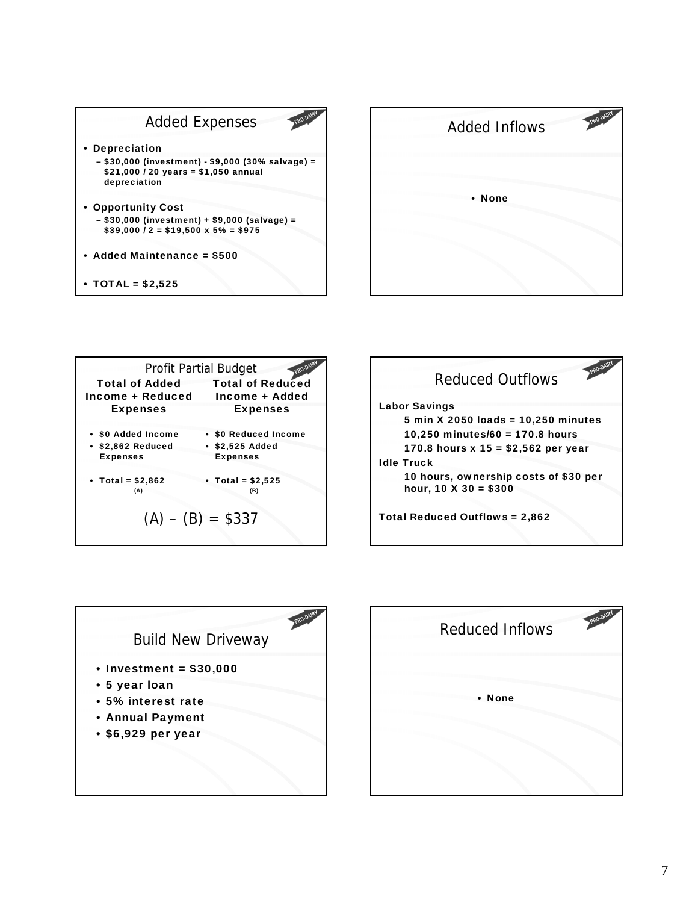## Added Expenses

- **Depreciation**
  - **$30,000 (investment) - $9,000 (30% salvage) = $21,000 / 20 years = $1,050 annual depreciation**
- **Opportunity Cost**
  - **$30,000 (investment) + $9,000 (salvage) = $39,000 / 2 = $19,500 x 5% = $975**
- **Added Maintenance = $500**
- **TOTAL = $2,525**

## Added Inflows

- **None**

## Profit Partial Budget

| Total of Added Income + Reduced Expenses | Total of Reduced Income + Added Expenses |
| --- | --- |
| $0 Added Income | $0 Reduced Income |
| $2,862 Reduced Expenses | $2,525 Added Expenses |
| Total = $2,862 (A) | Total = $2,525 (B) |

(A) – (B) = $337

## Reduced Outflows

**Labor Savings**

**5 min X 2050 loads = 10,250 minutes**

**10,250 minutes/60 = 170.8 hours**

**170.8 hours x 15 = $2,562 per year**

**Idle Truck**

**10 hours, ownership costs of $30 per hour, 10 X 30 = $300**

**Total Reduced Outflows = 2,862**

## Build New Driveway

- **Investment = $30,000**
- **5 year loan**
- **5% interest rate**
- **Annual Payment**
- **$6,929 per year**

## Reduced Inflows

- **None**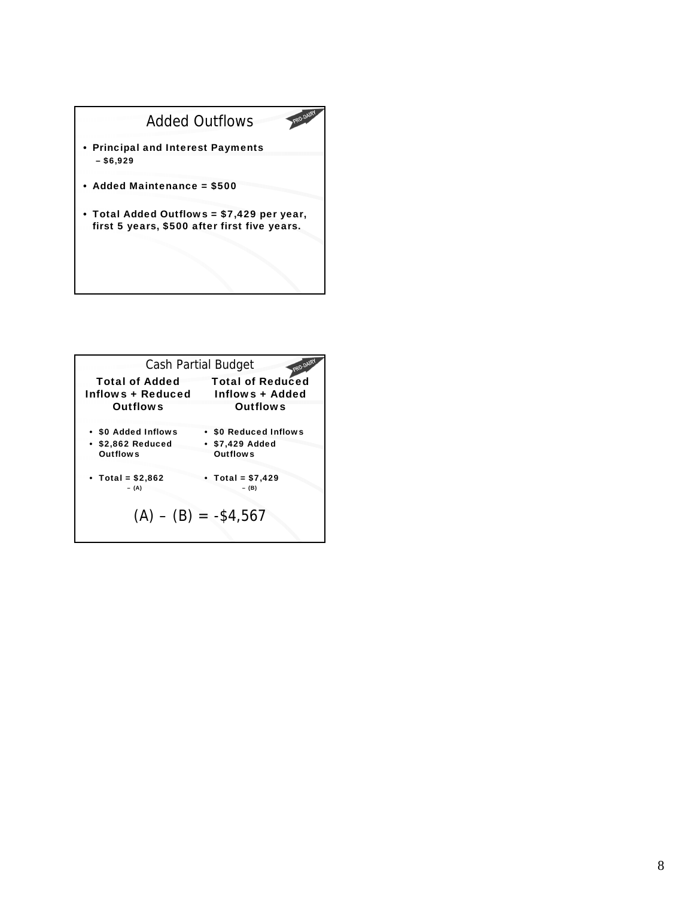## Added Outflows

- Principal and Interest Payments
  - $6,929
- Added Maintenance = $500
- Total Added Outflows = $7,429 per year, first 5 years, $500 after first five years.

## Cash Partial Budget

| Total of Added Inflows + Reduced Outflows | Total of Reduced Inflows + Added Outflows |
|---|---|
| • $0 Added Inflows | • $0 Reduced Inflows |
| • $2,862 Reduced Outflows | • $7,429 Added Outflows |
| • Total = $2,862 – (A) | • Total = $7,429 – (B) |

(A) – (B) = -$4,567